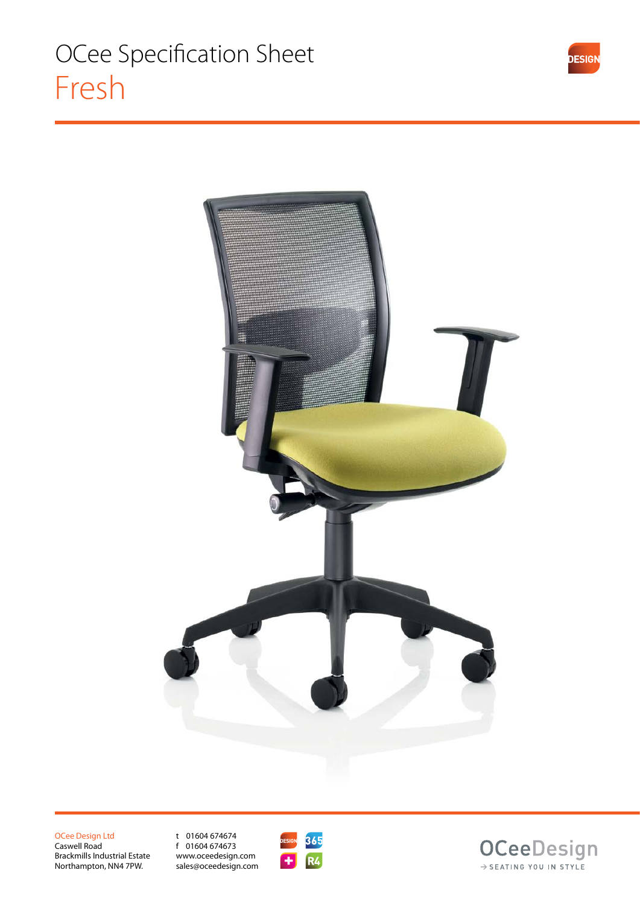# OCee Specification Sheet

## Fresh

OCee Design Ltd
Caswell Road
Brackmills Industrial Estate
Northampton, NN4 7PW.

t 01604 674674
f 01604 674673
www.oceedesign.com
sales@oceedesign.com

OCeeDesign
→ SEATING YOU IN STYLE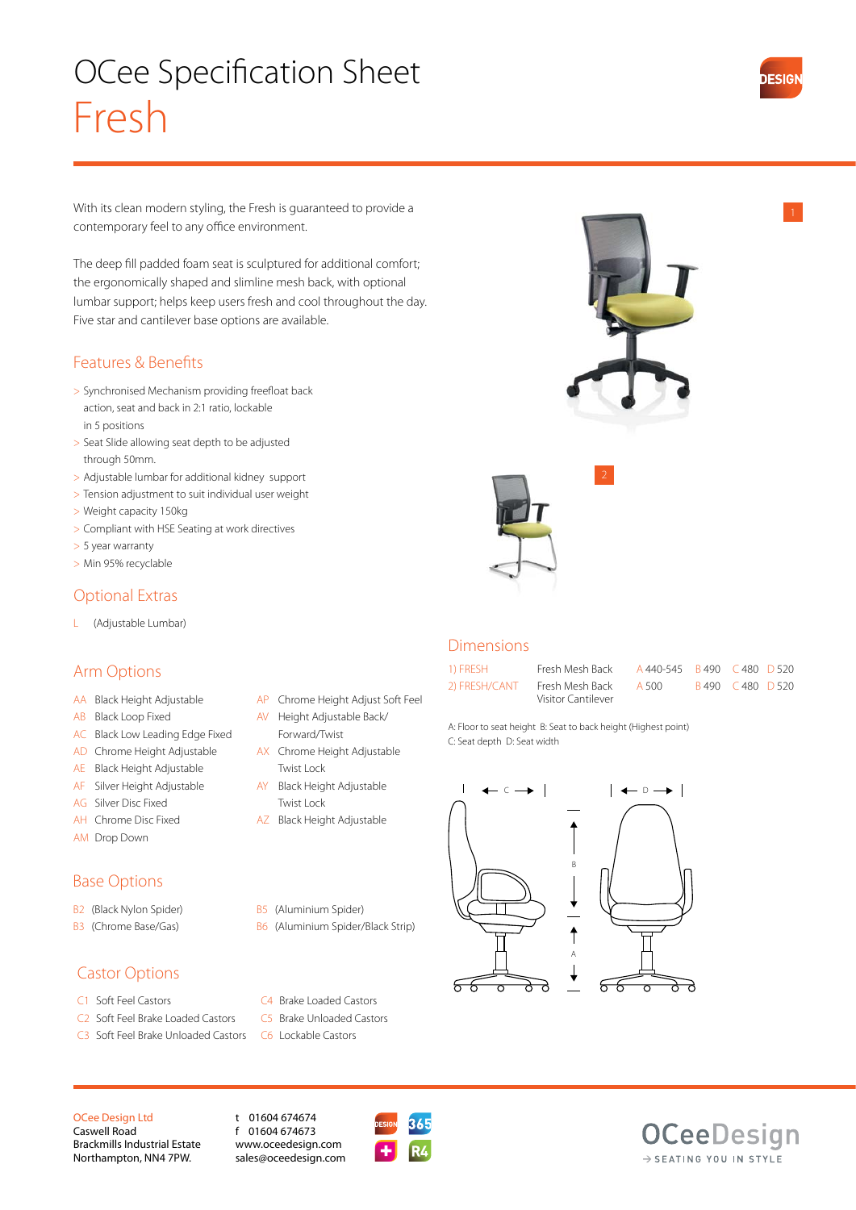# OCee Specification Sheet

# Fresh

With its clean modern styling, the Fresh is guaranteed to provide a contemporary feel to any office environment.

The deep fill padded foam seat is sculptured for additional comfort; the ergonomically shaped and slimline mesh back, with optional lumbar support; helps keep users fresh and cool throughout the day. Five star and cantilever base options are available.

## Features & Benefits

- > Synchronised Mechanism providing freefloat back action, seat and back in 2:1 ratio, lockable in 5 positions
- > Seat Slide allowing seat depth to be adjusted through 50mm.
- > Adjustable lumbar for additional kidney support
- > Tension adjustment to suit individual user weight
- > Weight capacity 150kg
- > Compliant with HSE Seating at work directives
- > 5 year warranty
- > Min 95% recyclable

## Optional Extras

L (Adjustable Lumbar)

## Arm Options

AA Black Height Adjustable
AB Black Loop Fixed
AC Black Low Leading Edge Fixed
AD Chrome Height Adjustable
AE Black Height Adjustable
AF Silver Height Adjustable
AG Silver Disc Fixed
AH Chrome Disc Fixed
AM Drop Down
AP Chrome Height Adjust Soft Feel
AV Height Adjustable Back/Forward/Twist
AX Chrome Height Adjustable Twist Lock
AY Black Height Adjustable Twist Lock
AZ Black Height Adjustable

## Base Options

B2 (Black Nylon Spider)
B3 (Chrome Base/Gas)
B5 (Aluminium Spider)
B6 (Aluminium Spider/Black Strip)

## Castor Options

C1 Soft Feel Castors
C2 Soft Feel Brake Loaded Castors
C3 Soft Feel Brake Unloaded Castors
C4 Brake Loaded Castors
C5 Brake Unloaded Castors
C6 Lockable Castors

## Dimensions

| | | | | | |
|---|---|---|---|---|---|
| 1) FRESH | Fresh Mesh Back | A 440-545 | B 490 | C 480 | D 520 |
| 2) FRESH/CANT | Fresh Mesh Back Visitor Cantilever | A 500 | B 490 | C 480 | D 520 |

A: Floor to seat height B: Seat to back height (Highest point)
C: Seat depth D: Seat width

C D B A

OCee Design Ltd
Caswell Road
Brackmills Industrial Estate
Northampton, NN4 7PW.

t 01604 674674
f 01604 674673
www.oceedesign.com
sales@oceedesign.com

OCeeDesign
→ SEATING YOU IN STYLE